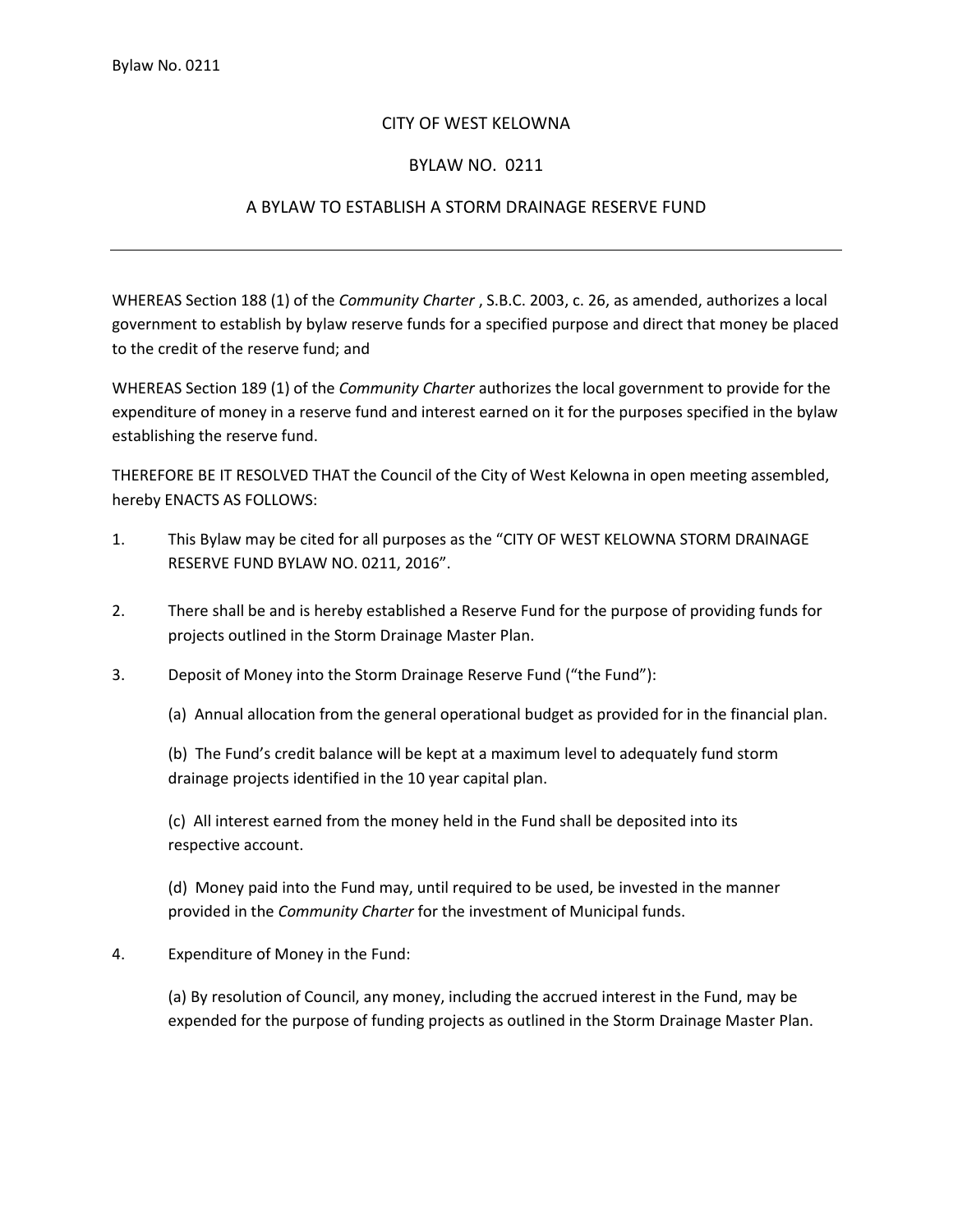# CITY OF WEST KELOWNA

## BYLAW NO. 0211

## A BYLAW TO ESTABLISH A STORM DRAINAGE RESERVE FUND

---

WHEREAS Section 188 (1) of the *Community Charter* , S.B.C. 2003, c. 26, as amended, authorizes a local government to establish by bylaw reserve funds for a specified purpose and direct that money be placed to the credit of the reserve fund; and

WHEREAS Section 189 (1) of the *Community Charter* authorizes the local government to provide for the expenditure of money in a reserve fund and interest earned on it for the purposes specified in the bylaw establishing the reserve fund.

THEREFORE BE IT RESOLVED THAT the Council of the City of West Kelowna in open meeting assembled, hereby ENACTS AS FOLLOWS:

1. This Bylaw may be cited for all purposes as the "CITY OF WEST KELOWNA STORM DRAINAGE RESERVE FUND BYLAW NO. 0211, 2016".

2. There shall be and is hereby established a Reserve Fund for the purpose of providing funds for projects outlined in the Storm Drainage Master Plan.

3. Deposit of Money into the Storm Drainage Reserve Fund ("the Fund"):

   (a) Annual allocation from the general operational budget as provided for in the financial plan.

   (b) The Fund's credit balance will be kept at a maximum level to adequately fund storm drainage projects identified in the 10 year capital plan.

   (c) All interest earned from the money held in the Fund shall be deposited into its respective account.

   (d) Money paid into the Fund may, until required to be used, be invested in the manner provided in the *Community Charter* for the investment of Municipal funds.

4. Expenditure of Money in the Fund:

   (a) By resolution of Council, any money, including the accrued interest in the Fund, may be expended for the purpose of funding projects as outlined in the Storm Drainage Master Plan.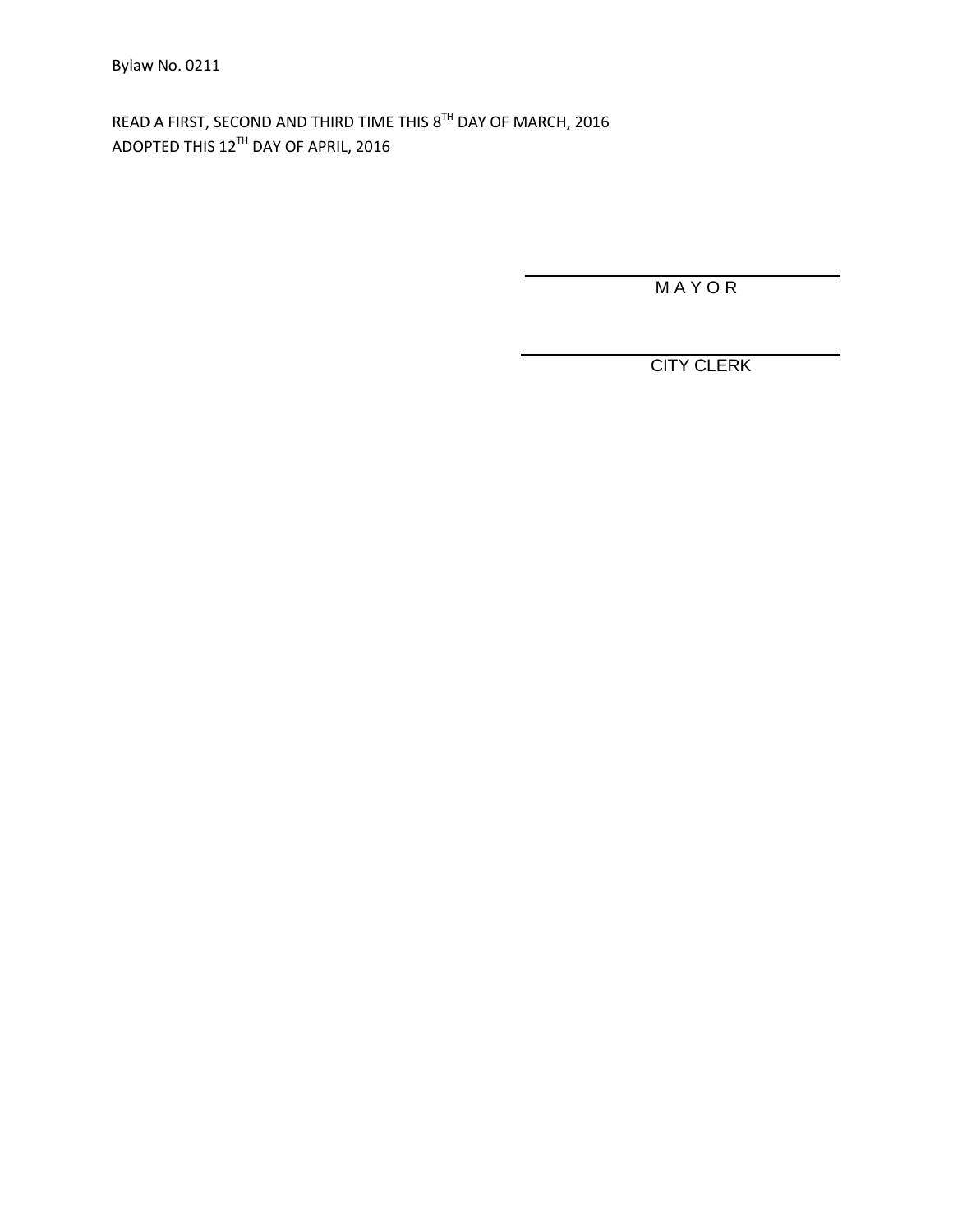Bylaw No. 0211

READ A FIRST, SECOND AND THIRD TIME THIS 8TH DAY OF MARCH, 2016
ADOPTED THIS 12TH DAY OF APRIL, 2016

\_\_\_\_\_\_\_\_\_\_\_\_\_\_\_\_\_\_\_\_\_\_\_\_\_\_\_\_\_\_\_\_
M A Y O R

\_\_\_\_\_\_\_\_\_\_\_\_\_\_\_\_\_\_\_\_\_\_\_\_\_\_\_\_\_\_\_\_
CITY CLERK